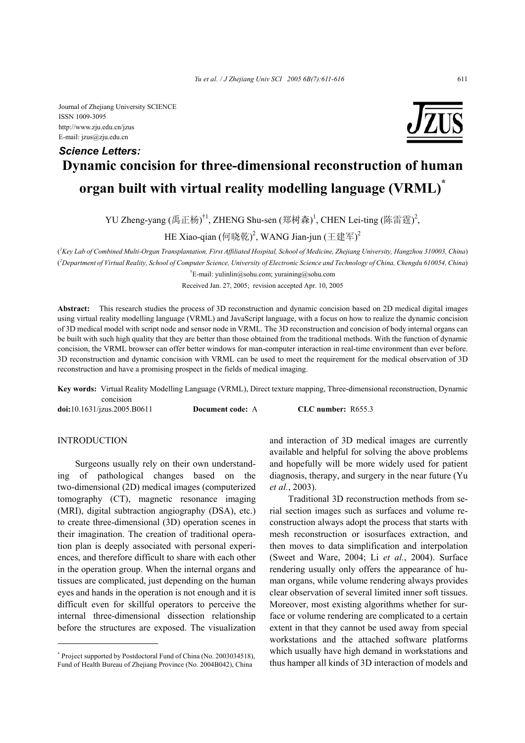Journal of Zhejiang University SCIENCE
ISSN 1009-3095
http://www.zju.edu.cn/jzus
E-mail: jzus@zju.edu.cn

***Science Letters:***

# Dynamic concision for three-dimensional reconstruction of human organ built with virtual reality modelling language (VRML)*

YU Zheng-yang (禹正杨)[†1], ZHENG Shu-sen (郑树森)[1], CHEN Lei-ting (陈雷霆)[2], HE Xiao-qian (何晓乾)[2], WANG Jian-jun (王建军)[2]

(*[1]Key Lab of Combined Multi-Organ Transplantation, First Affiliated Hospital, School of Medicine, Zhejiang University, Hangzhou 310003, China*)
(*[2]Department of Virtual Reality, School of Computer Science, University of Electronic Science and Technology of China, Chengdu 610054, China*)

[†]E-mail: yulinlin@sohu.com; yuraining@sohu.com

Received Jan. 27, 2005; revision accepted Apr. 10, 2005

**Abstract:** This research studies the process of 3D reconstruction and dynamic concision based on 2D medical digital images using virtual reality modelling language (VRML) and JavaScript language, with a focus on how to realize the dynamic concision of 3D medical model with script node and sensor node in VRML. The 3D reconstruction and concision of body internal organs can be built with such high quality that they are better than those obtained from the traditional methods. With the function of dynamic concision, the VRML browser can offer better windows for man-computer interaction in real-time environment than ever before. 3D reconstruction and dynamic concision with VRML can be used to meet the requirement for the medical observation of 3D reconstruction and have a promising prospect in the fields of medical imaging.

**Key words:** Virtual Reality Modelling Language (VRML), Direct texture mapping, Three-dimensional reconstruction, Dynamic concision

**doi:**10.1631/jzus.2005.B0611 **Document code:** A **CLC number:** R655.3

## INTRODUCTION

Surgeons usually rely on their own understanding of pathological changes based on the two-dimensional (2D) medical images (computerized tomography (CT), magnetic resonance imaging (MRI), digital subtraction angiography (DSA), etc.) to create three-dimensional (3D) operation scenes in their imagination. The creation of traditional operation plan is deeply associated with personal experiences, and therefore difficult to share with each other in the operation group. When the internal organs and tissues are complicated, just depending on the human eyes and hands in the operation is not enough and it is difficult even for skillful operators to perceive the internal three-dimensional dissection relationship before the structures are exposed. The visualization and interaction of 3D medical images are currently available and helpful for solving the above problems and hopefully will be more widely used for patient diagnosis, therapy, and surgery in the near future (Yu *et al.*, 2003).

Traditional 3D reconstruction methods from serial section images such as surfaces and volume reconstruction always adopt the process that starts with mesh reconstruction or isosurfaces extraction, and then moves to data simplification and interpolation (Sweet and Ware, 2004; Li *et al.*, 2004). Surface rendering usually only offers the appearance of human organs, while volume rendering always provides clear observation of several limited inner soft tissues. Moreover, most existing algorithms whether for surface or volume rendering are complicated to a certain extent in that they cannot be used away from special workstations and the attached software platforms which usually have high demand in workstations and thus hamper all kinds of 3D interaction of models and

---

* Project supported by Postdoctoral Fund of China (No. 2003034518), Fund of Health Bureau of Zhejiang Province (No. 2004B042), China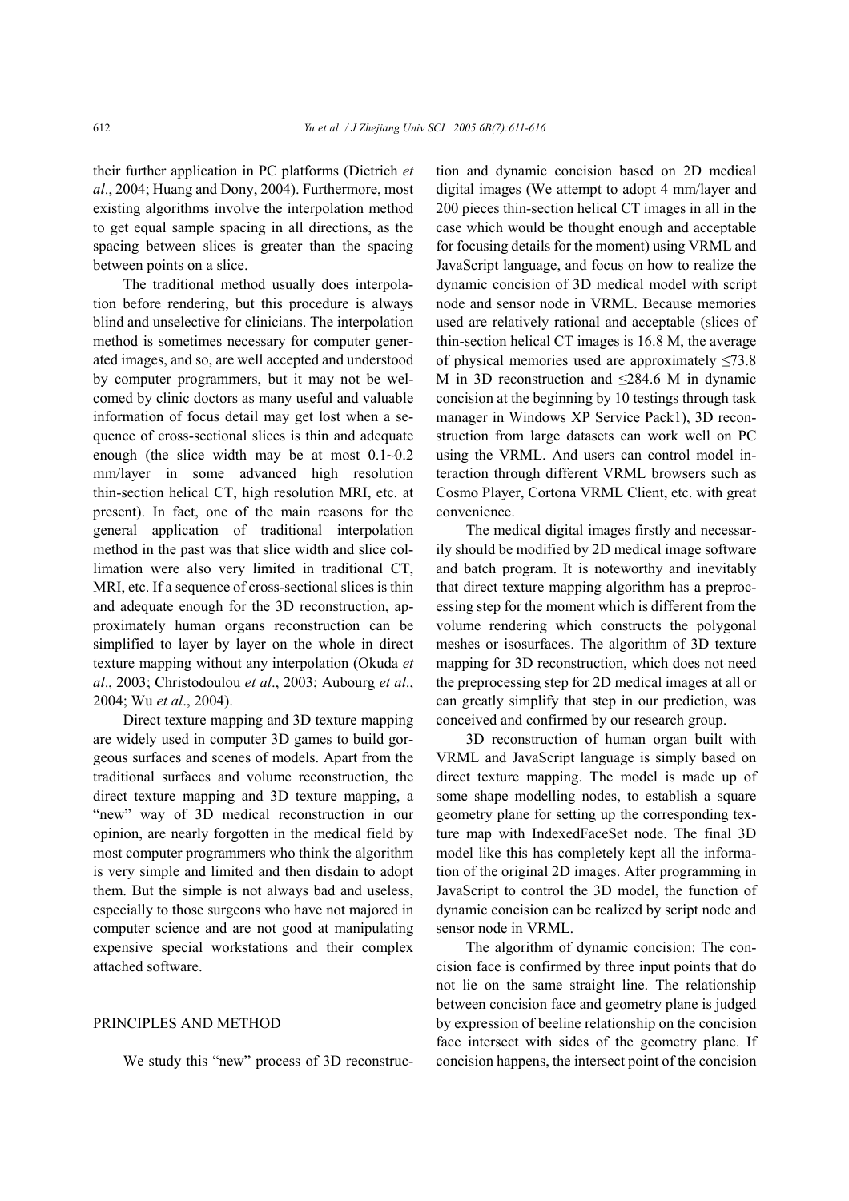their further application in PC platforms (Dietrich *et al*., 2004; Huang and Dony, 2004). Furthermore, most existing algorithms involve the interpolation method to get equal sample spacing in all directions, as the spacing between slices is greater than the spacing between points on a slice.

The traditional method usually does interpolation before rendering, but this procedure is always blind and unselective for clinicians. The interpolation method is sometimes necessary for computer generated images, and so, are well accepted and understood by computer programmers, but it may not be welcomed by clinic doctors as many useful and valuable information of focus detail may get lost when a sequence of cross-sectional slices is thin and adequate enough (the slice width may be at most 0.1~0.2 mm/layer in some advanced high resolution thin-section helical CT, high resolution MRI, etc. at present). In fact, one of the main reasons for the general application of traditional interpolation method in the past was that slice width and slice collimation were also very limited in traditional CT, MRI, etc. If a sequence of cross-sectional slices is thin and adequate enough for the 3D reconstruction, approximately human organs reconstruction can be simplified to layer by layer on the whole in direct texture mapping without any interpolation (Okuda *et al*., 2003; Christodoulou *et al*., 2003; Aubourg *et al*., 2004; Wu *et al*., 2004).

Direct texture mapping and 3D texture mapping are widely used in computer 3D games to build gorgeous surfaces and scenes of models. Apart from the traditional surfaces and volume reconstruction, the direct texture mapping and 3D texture mapping, a "new" way of 3D medical reconstruction in our opinion, are nearly forgotten in the medical field by most computer programmers who think the algorithm is very simple and limited and then disdain to adopt them. But the simple is not always bad and useless, especially to those surgeons who have not majored in computer science and are not good at manipulating expensive special workstations and their complex attached software.

## PRINCIPLES AND METHOD

We study this "new" process of 3D reconstruction and dynamic concision based on 2D medical digital images (We attempt to adopt 4 mm/layer and 200 pieces thin-section helical CT images in all in the case which would be thought enough and acceptable for focusing details for the moment) using VRML and JavaScript language, and focus on how to realize the dynamic concision of 3D medical model with script node and sensor node in VRML. Because memories used are relatively rational and acceptable (slices of thin-section helical CT images is 16.8 M, the average of physical memories used are approximately ≤73.8 M in 3D reconstruction and ≤284.6 M in dynamic concision at the beginning by 10 testings through task manager in Windows XP Service Pack1), 3D reconstruction from large datasets can work well on PC using the VRML. And users can control model interaction through different VRML browsers such as Cosmo Player, Cortona VRML Client, etc. with great convenience.

The medical digital images firstly and necessarily should be modified by 2D medical image software and batch program. It is noteworthy and inevitably that direct texture mapping algorithm has a preprocessing step for the moment which is different from the volume rendering which constructs the polygonal meshes or isosurfaces. The algorithm of 3D texture mapping for 3D reconstruction, which does not need the preprocessing step for 2D medical images at all or can greatly simplify that step in our prediction, was conceived and confirmed by our research group.

3D reconstruction of human organ built with VRML and JavaScript language is simply based on direct texture mapping. The model is made up of some shape modelling nodes, to establish a square geometry plane for setting up the corresponding texture map with IndexedFaceSet node. The final 3D model like this has completely kept all the information of the original 2D images. After programming in JavaScript to control the 3D model, the function of dynamic concision can be realized by script node and sensor node in VRML.

The algorithm of dynamic concision: The concision face is confirmed by three input points that do not lie on the same straight line. The relationship between concision face and geometry plane is judged by expression of beeline relationship on the concision face intersect with sides of the geometry plane. If concision happens, the intersect point of the concision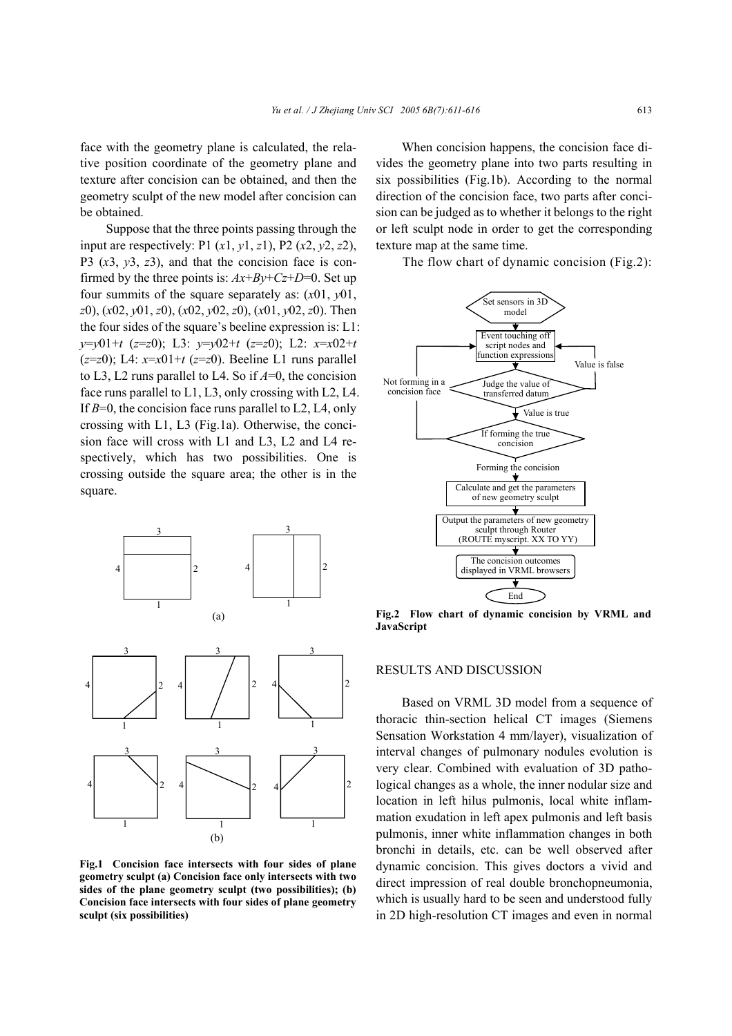face with the geometry plane is calculated, the relative position coordinate of the geometry plane and texture after concision can be obtained, and then the geometry sculpt of the new model after concision can be obtained.

Suppose that the three points passing through the input are respectively: P1 ($x1$, $y1$, $z1$), P2 ($x2$, $y2$, $z2$), P3 ($x3$, $y3$, $z3$), and that the concision face is confirmed by the three points is: $Ax+By+Cz+D=0$. Set up four summits of the square separately as: ($x01$, $y01$, $z0$), ($x02$, $y01$, $z0$), ($x02$, $y02$, $z0$), ($x01$, $y02$, $z0$). Then the four sides of the square's beeline expression is: L1: $y=y01+t$ ($z=z0$); L3: $y=y02+t$ ($z=z0$); L2: $x=x02+t$ ($z=z0$); L4: $x=x01+t$ ($z=z0$). Beeline L1 runs parallel to L3, L2 runs parallel to L4. So if $A=0$, the concision face runs parallel to L1, L3, only crossing with L2, L4. If $B=0$, the concision face runs parallel to L2, L4, only crossing with L1, L3 (Fig.1a). Otherwise, the concision face will cross with L1 and L3, L2 and L4 respectively, which has two possibilities. One is crossing outside the square area; the other is in the square.

**Fig.1 Concision face intersects with four sides of plane geometry sculpt (a) Concision face only intersects with two sides of the plane geometry sculpt (two possibilities); (b) Concision face intersects with four sides of plane geometry sculpt (six possibilities)**

When concision happens, the concision face divides the geometry plane into two parts resulting in six possibilities (Fig.1b). According to the normal direction of the concision face, two parts after concision can be judged as to whether it belongs to the right or left sculpt node in order to get the corresponding texture map at the same time.

The flow chart of dynamic concision (Fig.2):

**Fig.2 Flow chart of dynamic concision by VRML and JavaScript**

## RESULTS AND DISCUSSION

Based on VRML 3D model from a sequence of thoracic thin-section helical CT images (Siemens Sensation Workstation 4 mm/layer), visualization of interval changes of pulmonary nodules evolution is very clear. Combined with evaluation of 3D pathological changes as a whole, the inner nodular size and location in left hilus pulmonis, local white inflammation exudation in left apex pulmonis and left basis pulmonis, inner white inflammation changes in both bronchi in details, etc. can be well observed after dynamic concision. This gives doctors a vivid and direct impression of real double bronchopneumonia, which is usually hard to be seen and understood fully in 2D high-resolution CT images and even in normal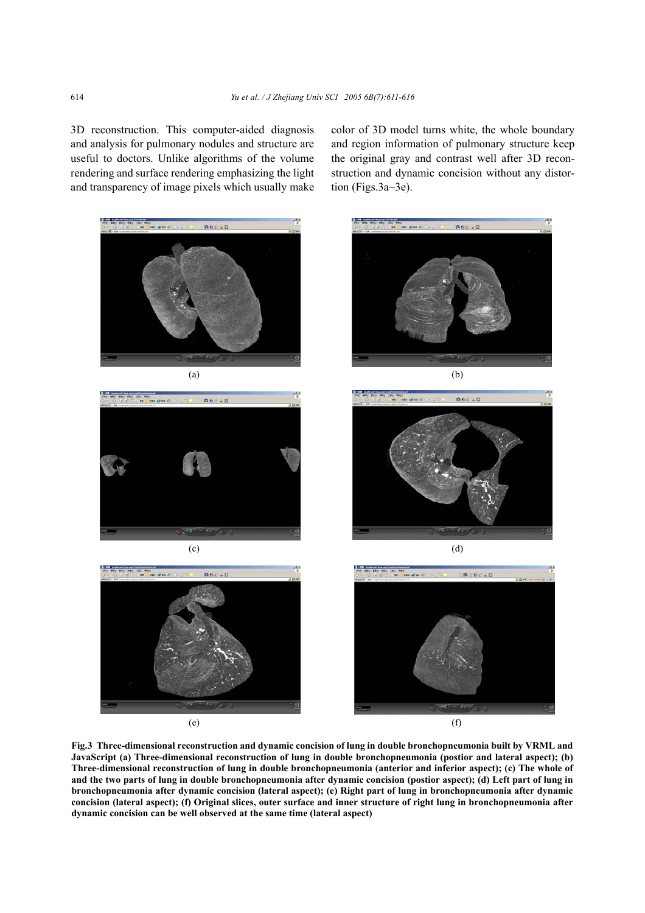3D reconstruction. This computer-aided diagnosis and analysis for pulmonary nodules and structure are useful to doctors. Unlike algorithms of the volume rendering and surface rendering emphasizing the light and transparency of image pixels which usually make color of 3D model turns white, the whole boundary and region information of pulmonary structure keep the original gray and contrast well after 3D reconstruction and dynamic concision without any distortion (Figs.3a~3e).

(a)

(b)

(c)

(d)

(e)

(f)

**Fig.3 Three-dimensional reconstruction and dynamic concision of lung in double bronchopneumonia built by VRML and JavaScript (a) Three-dimensional reconstruction of lung in double bronchopneumonia (postior and lateral aspect); (b) Three-dimensional reconstruction of lung in double bronchopneumonia (anterior and inferior aspect); (c) The whole of and the two parts of lung in double bronchopneumonia after dynamic concision (postior aspect); (d) Left part of lung in bronchopneumonia after dynamic concision (lateral aspect); (e) Right part of lung in bronchopneumonia after dynamic concision (lateral aspect); (f) Original slices, outer surface and inner structure of right lung in bronchopneumonia after dynamic concision can be well observed at the same time (lateral aspect)**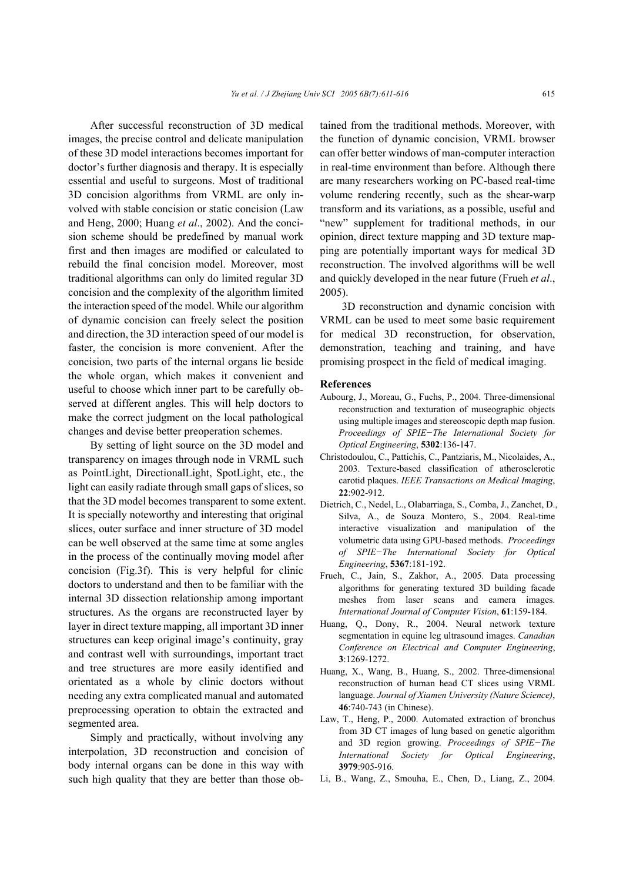After successful reconstruction of 3D medical images, the precise control and delicate manipulation of these 3D model interactions becomes important for doctor's further diagnosis and therapy. It is especially essential and useful to surgeons. Most of traditional 3D concision algorithms from VRML are only involved with stable concision or static concision (Law and Heng, 2000; Huang *et al*., 2002). And the concision scheme should be predefined by manual work first and then images are modified or calculated to rebuild the final concision model. Moreover, most traditional algorithms can only do limited regular 3D concision and the complexity of the algorithm limited the interaction speed of the model. While our algorithm of dynamic concision can freely select the position and direction, the 3D interaction speed of our model is faster, the concision is more convenient. After the concision, two parts of the internal organs lie beside the whole organ, which makes it convenient and useful to choose which inner part to be carefully observed at different angles. This will help doctors to make the correct judgment on the local pathological changes and devise better preoperation schemes.

By setting of light source on the 3D model and transparency on images through node in VRML such as PointLight, DirectionalLight, SpotLight, etc., the light can easily radiate through small gaps of slices, so that the 3D model becomes transparent to some extent. It is specially noteworthy and interesting that original slices, outer surface and inner structure of 3D model can be well observed at the same time at some angles in the process of the continually moving model after concision (Fig.3f). This is very helpful for clinic doctors to understand and then to be familiar with the internal 3D dissection relationship among important structures. As the organs are reconstructed layer by layer in direct texture mapping, all important 3D inner structures can keep original image's continuity, gray and contrast well with surroundings, important tract and tree structures are more easily identified and orientated as a whole by clinic doctors without needing any extra complicated manual and automated preprocessing operation to obtain the extracted and segmented area.

Simply and practically, without involving any interpolation, 3D reconstruction and concision of body internal organs can be done in this way with such high quality that they are better than those obtained from the traditional methods. Moreover, with the function of dynamic concision, VRML browser can offer better windows of man-computer interaction in real-time environment than before. Although there are many researchers working on PC-based real-time volume rendering recently, such as the shear-warp transform and its variations, as a possible, useful and "new" supplement for traditional methods, in our opinion, direct texture mapping and 3D texture mapping are potentially important ways for medical 3D reconstruction. The involved algorithms will be well and quickly developed in the near future (Frueh *et al*., 2005).

3D reconstruction and dynamic concision with VRML can be used to meet some basic requirement for medical 3D reconstruction, for observation, demonstration, teaching and training, and have promising prospect in the field of medical imaging.

## References

Aubourg, J., Moreau, G., Fuchs, P., 2004. Three-dimensional reconstruction and texturation of museographic objects using multiple images and stereoscopic depth map fusion. *Proceedings of SPIE−The International Society for Optical Engineering*, **5302**:136-147.

Christodoulou, C., Pattichis, C., Pantziaris, M., Nicolaides, A., 2003. Texture-based classification of atherosclerotic carotid plaques. *IEEE Transactions on Medical Imaging*, **22**:902-912.

Dietrich, C., Nedel, L., Olabarriaga, S., Comba, J., Zanchet, D., Silva, A., de Souza Montero, S., 2004. Real-time interactive visualization and manipulation of the volumetric data using GPU-based methods. *Proceedings of SPIE−The International Society for Optical Engineering*, **5367**:181-192.

Frueh, C., Jain, S., Zakhor, A., 2005. Data processing algorithms for generating textured 3D building facade meshes from laser scans and camera images. *International Journal of Computer Vision*, **61**:159-184.

Huang, Q., Dony, R., 2004. Neural network texture segmentation in equine leg ultrasound images. *Canadian Conference on Electrical and Computer Engineering*, **3**:1269-1272.

Huang, X., Wang, B., Huang, S., 2002. Three-dimensional reconstruction of human head CT slices using VRML language. *Journal of Xiamen University (Nature Science)*, **46**:740-743 (in Chinese).

Law, T., Heng, P., 2000. Automated extraction of bronchus from 3D CT images of lung based on genetic algorithm and 3D region growing. *Proceedings of SPIE−The International Society for Optical Engineering*, **3979**:905-916.

Li, B., Wang, Z., Smouha, E., Chen, D., Liang, Z., 2004.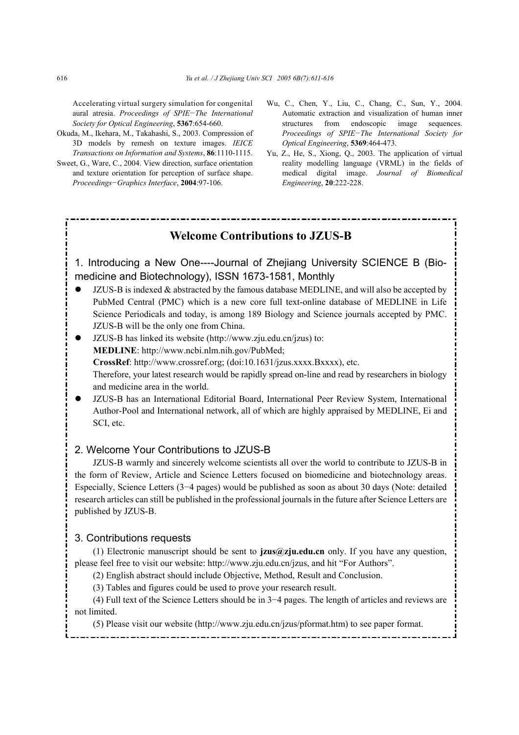Accelerating virtual surgery simulation for congenital aural atresia. *Proceedings of SPIE−The International Society for Optical Engineering*, **5367**:654-660.

Okuda, M., Ikehara, M., Takahashi, S., 2003. Compression of 3D models by remesh on texture images. *IEICE Transactions on Information and Systems*, **86**:1110-1115.

Sweet, G., Ware, C., 2004. View direction, surface orientation and texture orientation for perception of surface shape. *Proceedings−Graphics Interface*, **2004**:97-106.

Wu, C., Chen, Y., Liu, C., Chang, C., Sun, Y., 2004. Automatic extraction and visualization of human inner structures from endoscopic image sequences. *Proceedings of SPIE−The International Society for Optical Engineering*, **5369**:464-473.

Yu, Z., He, S., Xiong, Q., 2003. The application of virtual reality modelling language (VRML) in the fields of medical digital image. *Journal of Biomedical Engineering*, **20**:222-228.

## Welcome Contributions to JZUS-B

### 1. Introducing a New One----Journal of Zhejiang University SCIENCE B (Biomedicine and Biotechnology), ISSN 1673-1581, Monthly

- JZUS-B is indexed & abstracted by the famous database MEDLINE, and will also be accepted by PubMed Central (PMC) which is a new core full text-online database of MEDLINE in Life Science Periodicals and today, is among 189 Biology and Science journals accepted by PMC. JZUS-B will be the only one from China.
- JZUS-B has linked its website (http://www.zju.edu.cn/jzus) to:
  **MEDLINE**: http://www.ncbi.nlm.nih.gov/PubMed;
  **CrossRef**: http://www.crossref.org; (doi:10.1631/jzus.xxxx.Bxxxx), etc.
  Therefore, your latest research would be rapidly spread on-line and read by researchers in biology and medicine area in the world.
- JZUS-B has an International Editorial Board, International Peer Review System, International Author-Pool and International network, all of which are highly appraised by MEDLINE, Ei and SCI, etc.

### 2. Welcome Your Contributions to JZUS-B

JZUS-B warmly and sincerely welcome scientists all over the world to contribute to JZUS-B in the form of Review, Article and Science Letters focused on biomedicine and biotechnology areas. Especially, Science Letters (3−4 pages) would be published as soon as about 30 days (Note: detailed research articles can still be published in the professional journals in the future after Science Letters are published by JZUS-B.

### 3. Contributions requests

(1) Electronic manuscript should be sent to **jzus@zju.edu.cn** only. If you have any question, please feel free to visit our website: http://www.zju.edu.cn/jzus, and hit "For Authors".

(2) English abstract should include Objective, Method, Result and Conclusion.

(3) Tables and figures could be used to prove your research result.

(4) Full text of the Science Letters should be in 3−4 pages. The length of articles and reviews are not limited.

(5) Please visit our website (http://www.zju.edu.cn/jzus/pformat.htm) to see paper format.